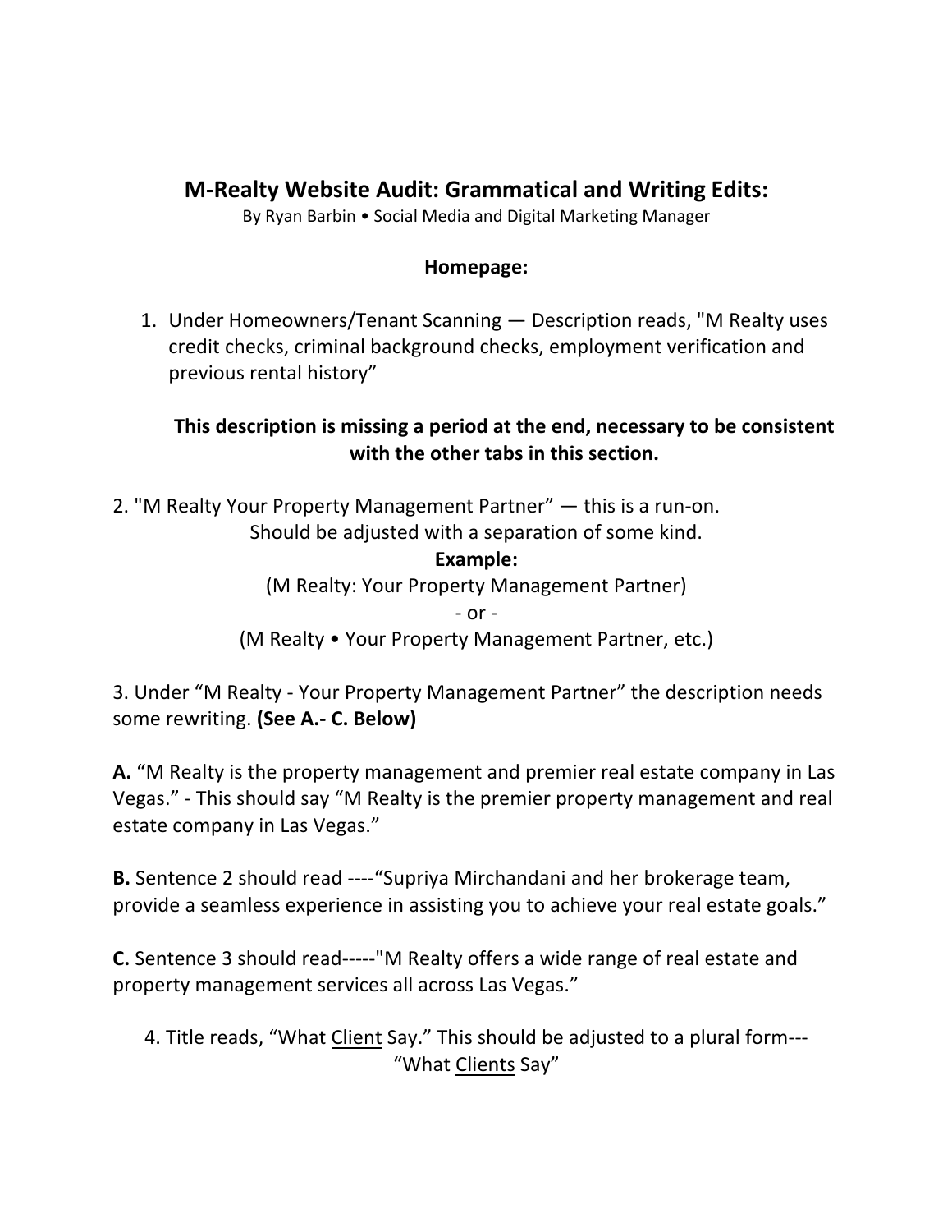# M-Realty Website Audit: Grammatical and Writing Edits:

By Ryan Barbin • Social Media and Digital Marketing Manager

## Homepage:

1. Under Homeowners/Tenant Scanning — Description reads, "M Realty uses credit checks, criminal background checks, employment verification and previous rental history"

   **This description is missing a period at the end, necessary to be consistent with the other tabs in this section.**

2. "M Realty Your Property Management Partner" — this is a run-on. Should be adjusted with a separation of some kind.

   **Example:**

   (M Realty: Your Property Management Partner)

   \- or -

   (M Realty • Your Property Management Partner, etc.)

3. Under "M Realty - Your Property Management Partner" the description needs some rewriting. **(See A.- C. Below)**

**A.** "M Realty is the property management and premier real estate company in Las Vegas." - This should say "M Realty is the premier property management and real estate company in Las Vegas."

**B.** Sentence 2 should read ----"Supriya Mirchandani and her brokerage team, provide a seamless experience in assisting you to achieve your real estate goals."

**C.** Sentence 3 should read-----"M Realty offers a wide range of real estate and property management services all across Las Vegas."

4. Title reads, "What <u>Client</u> Say." This should be adjusted to a plural form---"What <u>Clients</u> Say"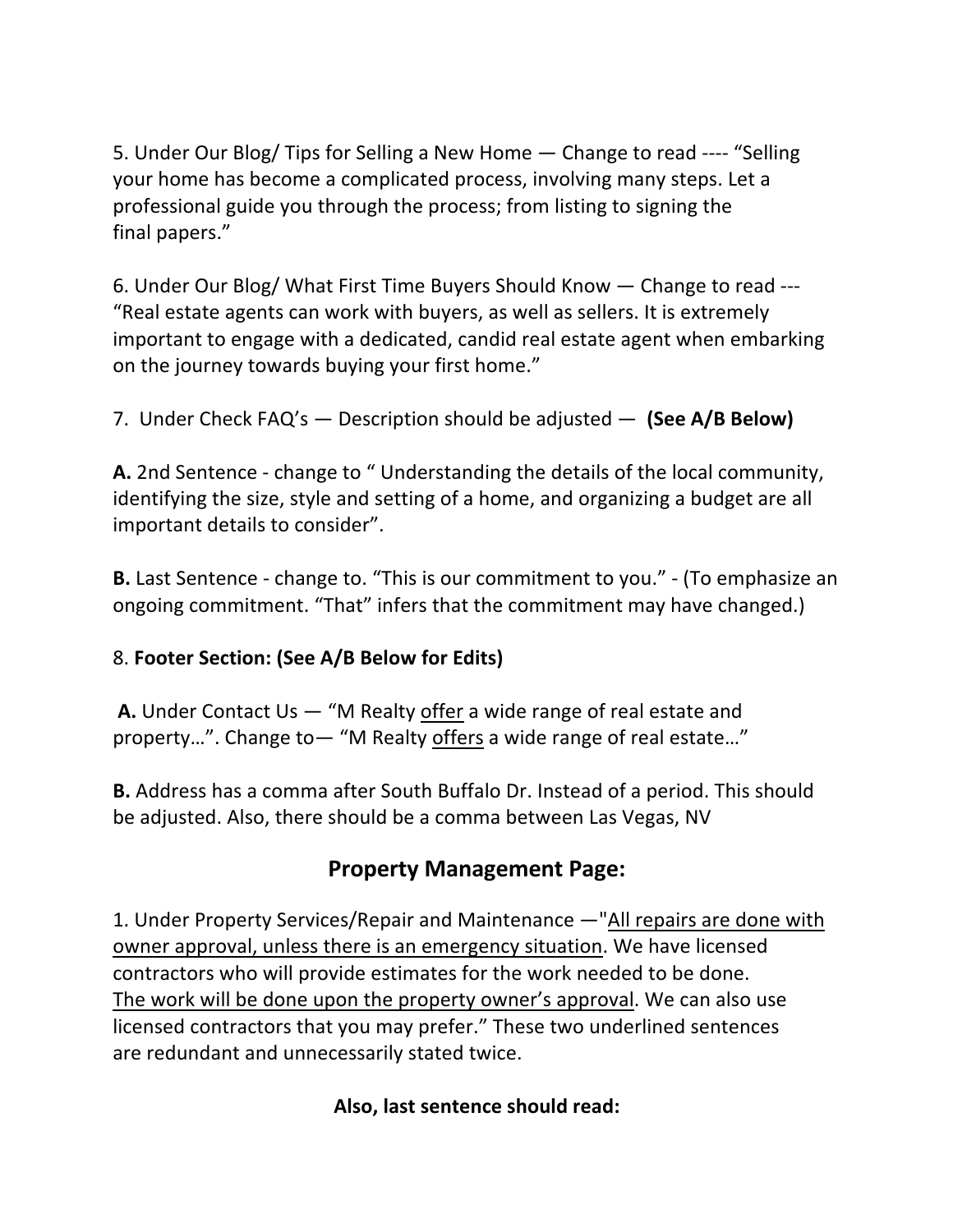5. Under Our Blog/ Tips for Selling a New Home — Change to read ---- "Selling your home has become a complicated process, involving many steps. Let a professional guide you through the process; from listing to signing the final papers."

6. Under Our Blog/ What First Time Buyers Should Know — Change to read --- "Real estate agents can work with buyers, as well as sellers. It is extremely important to engage with a dedicated, candid real estate agent when embarking on the journey towards buying your first home."

7. Under Check FAQ's — Description should be adjusted — **(See A/B Below)**

**A.** 2nd Sentence - change to " Understanding the details of the local community, identifying the size, style and setting of a home, and organizing a budget are all important details to consider".

**B.** Last Sentence - change to. "This is our commitment to you." - (To emphasize an ongoing commitment. "That" infers that the commitment may have changed.)

8. **Footer Section: (See A/B Below for Edits)**

**A.** Under Contact Us — "M Realty <u>offer</u> a wide range of real estate and property…". Change to— "M Realty <u>offers</u> a wide range of real estate…"

**B.** Address has a comma after South Buffalo Dr. Instead of a period. This should be adjusted. Also, there should be a comma between Las Vegas, NV

## Property Management Page:

1. Under Property Services/Repair and Maintenance —"<u>All repairs are done with owner approval, unless there is an emergency situation</u>. We have licensed contractors who will provide estimates for the work needed to be done. <u>The work will be done upon the property owner's approval</u>. We can also use licensed contractors that you may prefer." These two underlined sentences are redundant and unnecessarily stated twice.

**Also, last sentence should read:**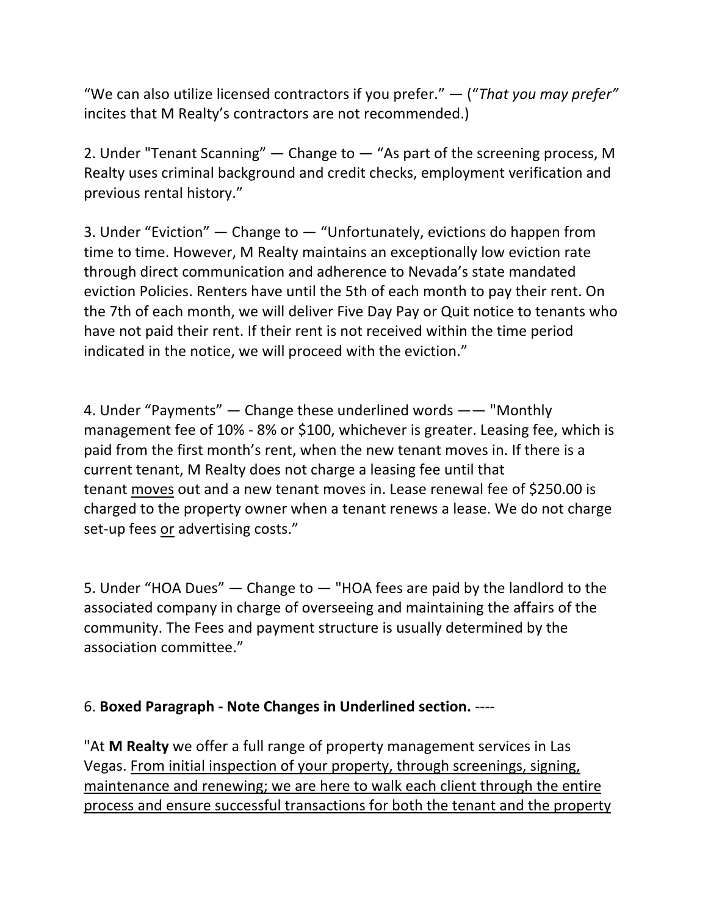"We can also utilize licensed contractors if you prefer." — (*"That you may prefer"* incites that M Realty's contractors are not recommended.)

2. Under "Tenant Scanning" — Change to — "As part of the screening process, M Realty uses criminal background and credit checks, employment verification and previous rental history."

3. Under "Eviction" — Change to — "Unfortunately, evictions do happen from time to time. However, M Realty maintains an exceptionally low eviction rate through direct communication and adherence to Nevada's state mandated eviction Policies. Renters have until the 5th of each month to pay their rent. On the 7th of each month, we will deliver Five Day Pay or Quit notice to tenants who have not paid their rent. If their rent is not received within the time period indicated in the notice, we will proceed with the eviction."

4. Under "Payments" — Change these underlined words —— "Monthly management fee of 10% - 8% or $100, whichever is greater. Leasing fee, which is paid from the first month's rent, when the new tenant moves in. If there is a current tenant, M Realty does not charge a leasing fee until that tenant <u>moves</u> out and a new tenant moves in. Lease renewal fee of $250.00 is charged to the property owner when a tenant renews a lease. We do not charge set-up fees <u>or</u> advertising costs."

5. Under "HOA Dues" — Change to — "HOA fees are paid by the landlord to the associated company in charge of overseeing and maintaining the affairs of the community. The Fees and payment structure is usually determined by the association committee."

6. **Boxed Paragraph - Note Changes in Underlined section.** ----

"At **M Realty** we offer a full range of property management services in Las Vegas. <u>From initial inspection of your property, through screenings, signing, maintenance and renewing; we are here to walk each client through the entire process and ensure successful transactions for both the tenant and the property</u>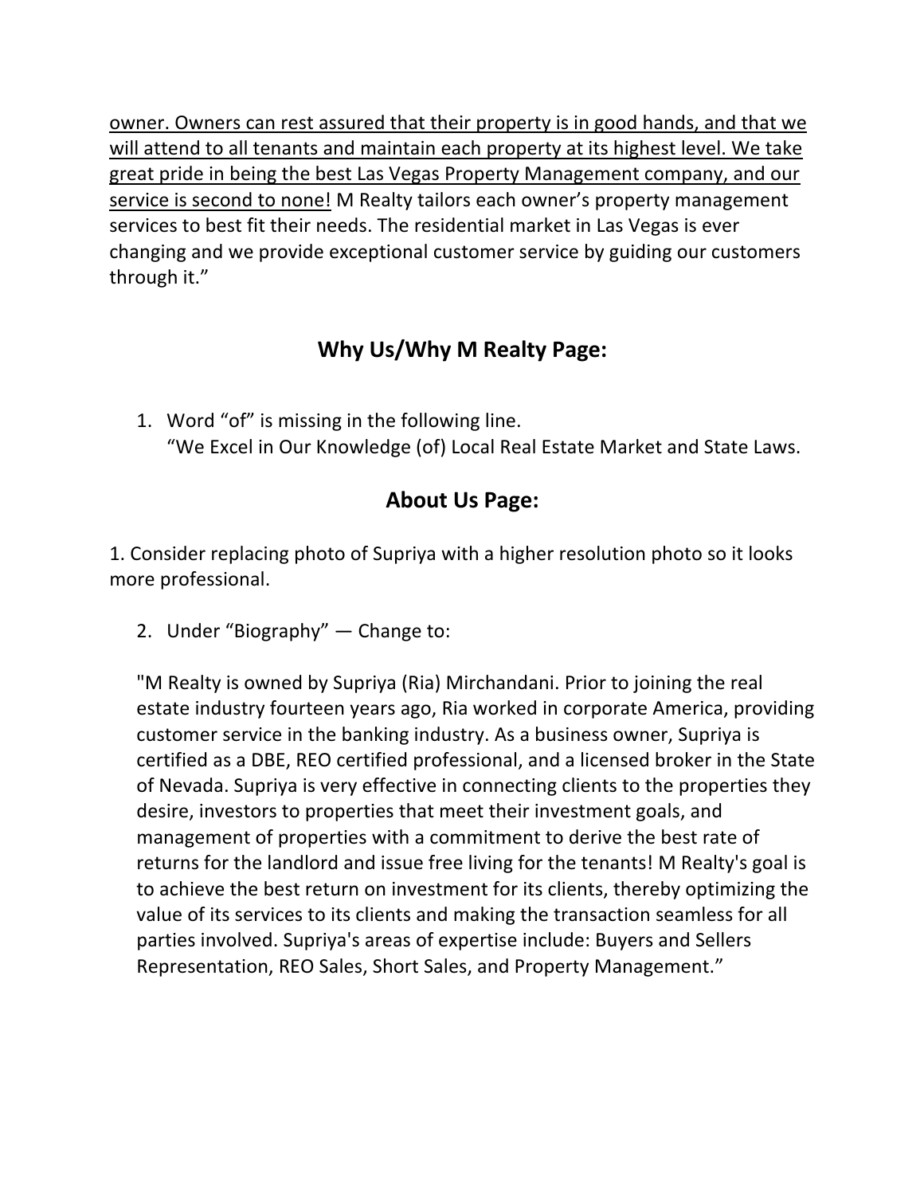<u>owner. Owners can rest assured that their property is in good hands, and that we will attend to all tenants and maintain each property at its highest level. We take great pride in being the best Las Vegas Property Management company, and our service is second to none!</u> M Realty tailors each owner's property management services to best fit their needs. The residential market in Las Vegas is ever changing and we provide exceptional customer service by guiding our customers through it."

## Why Us/Why M Realty Page:

1. Word "of" is missing in the following line.
   "We Excel in Our Knowledge (of) Local Real Estate Market and State Laws.

## About Us Page:

1. Consider replacing photo of Supriya with a higher resolution photo so it looks more professional.

2. Under "Biography" — Change to:

   "M Realty is owned by Supriya (Ria) Mirchandani. Prior to joining the real estate industry fourteen years ago, Ria worked in corporate America, providing customer service in the banking industry. As a business owner, Supriya is certified as a DBE, REO certified professional, and a licensed broker in the State of Nevada. Supriya is very effective in connecting clients to the properties they desire, investors to properties that meet their investment goals, and management of properties with a commitment to derive the best rate of returns for the landlord and issue free living for the tenants! M Realty's goal is to achieve the best return on investment for its clients, thereby optimizing the value of its services to its clients and making the transaction seamless for all parties involved. Supriya's areas of expertise include: Buyers and Sellers Representation, REO Sales, Short Sales, and Property Management."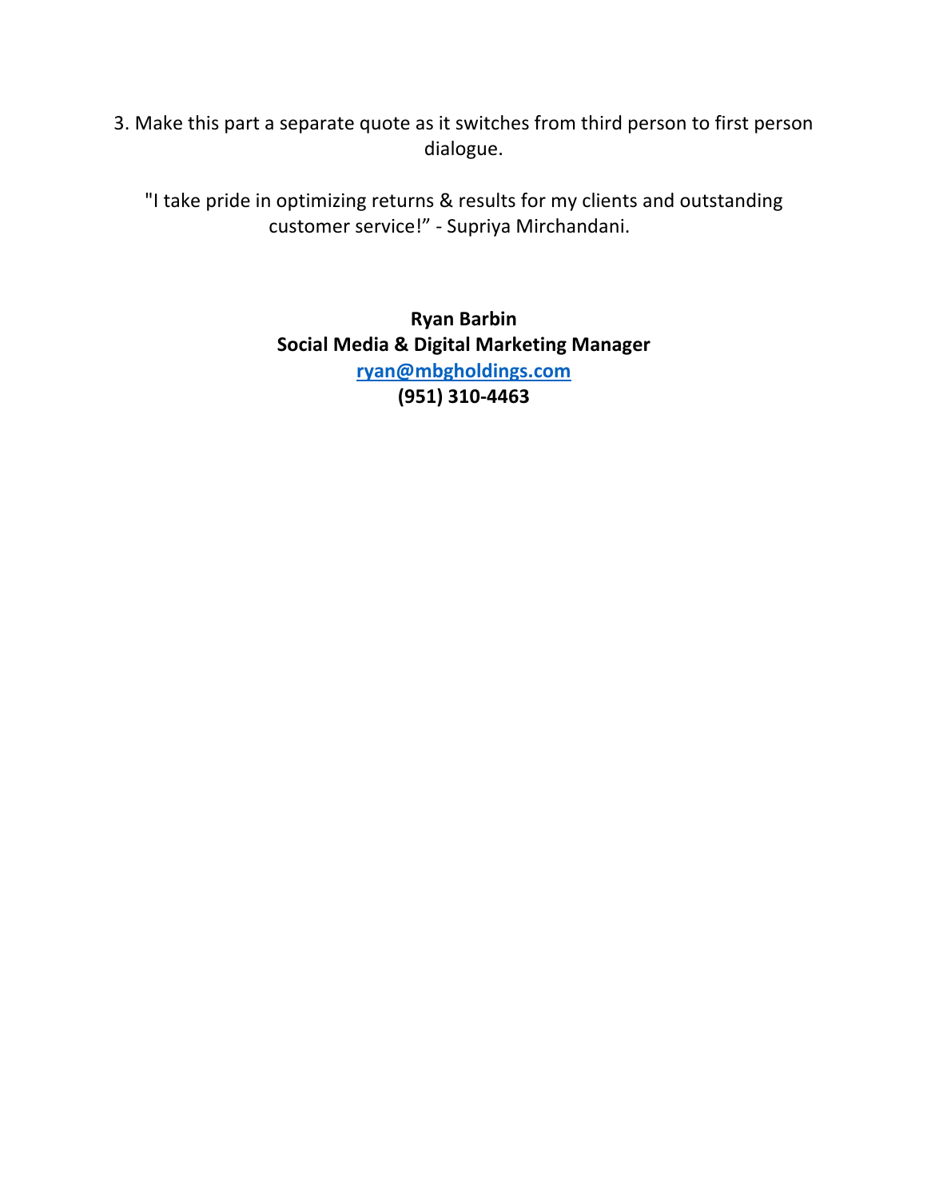3. Make this part a separate quote as it switches from third person to first person dialogue.

"I take pride in optimizing returns & results for my clients and outstanding customer service!" - Supriya Mirchandani.

**Ryan Barbin**
**Social Media & Digital Marketing Manager**
**[ryan@mbgholdings.com](mailto:ryan@mbgholdings.com)**
**(951) 310-4463**